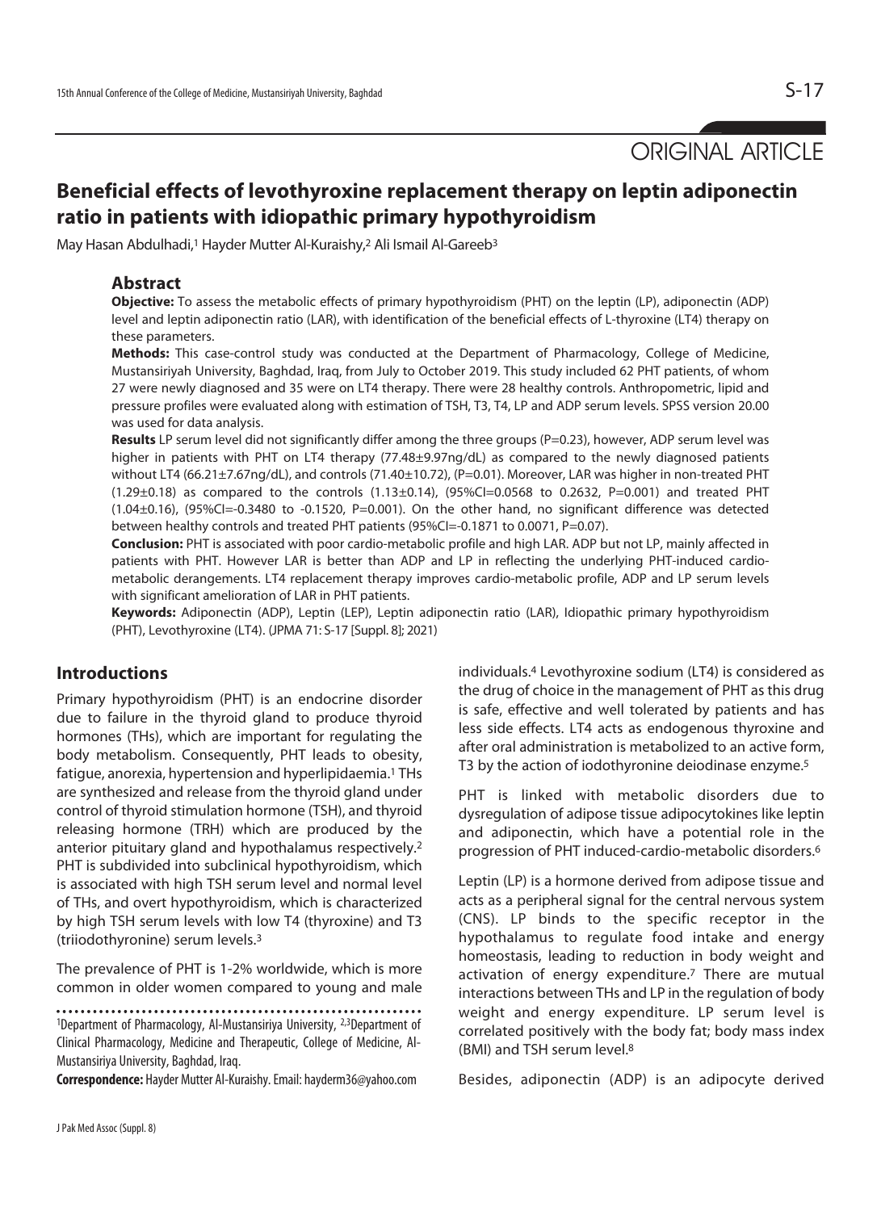ORIGINAL ARTICLE

# Beneficial effects of levothyroxine replacement therapy on leptin adiponectin ratio in patients with idiopathic primary hypothyroidism

May Hasan Abdulhadi,[1] Hayder Mutter Al-Kuraishy,[2] Ali Ismail Al-Gareeb[3]

## Abstract

**Objective:** To assess the metabolic effects of primary hypothyroidism (PHT) on the leptin (LP), adiponectin (ADP) level and leptin adiponectin ratio (LAR), with identification of the beneficial effects of L-thyroxine (LT4) therapy on these parameters.

**Methods:** This case-control study was conducted at the Department of Pharmacology, College of Medicine, Mustansiriyah University, Baghdad, Iraq, from July to October 2019. This study included 62 PHT patients, of whom 27 were newly diagnosed and 35 were on LT4 therapy. There were 28 healthy controls. Anthropometric, lipid and pressure profiles were evaluated along with estimation of TSH, T3, T4, LP and ADP serum levels. SPSS version 20.00 was used for data analysis.

**Results** LP serum level did not significantly differ among the three groups (P=0.23), however, ADP serum level was higher in patients with PHT on LT4 therapy (77.48±9.97ng/dL) as compared to the newly diagnosed patients without LT4 (66.21±7.67ng/dL), and controls (71.40±10.72), (P=0.01). Moreover, LAR was higher in non-treated PHT (1.29±0.18) as compared to the controls (1.13±0.14), (95%CI=0.0568 to 0.2632, P=0.001) and treated PHT (1.04±0.16), (95%CI=-0.3480 to -0.1520, P=0.001). On the other hand, no significant difference was detected between healthy controls and treated PHT patients (95%CI=-0.1871 to 0.0071, P=0.07).

**Conclusion:** PHT is associated with poor cardio-metabolic profile and high LAR. ADP but not LP, mainly affected in patients with PHT. However LAR is better than ADP and LP in reflecting the underlying PHT-induced cardio-metabolic derangements. LT4 replacement therapy improves cardio-metabolic profile, ADP and LP serum levels with significant amelioration of LAR in PHT patients.

**Keywords:** Adiponectin (ADP), Leptin (LEP), Leptin adiponectin ratio (LAR), Idiopathic primary hypothyroidism (PHT), Levothyroxine (LT4). (JPMA 71: S-17 [Suppl. 8]; 2021)

## Introductions

Primary hypothyroidism (PHT) is an endocrine disorder due to failure in the thyroid gland to produce thyroid hormones (THs), which are important for regulating the body metabolism. Consequently, PHT leads to obesity, fatigue, anorexia, hypertension and hyperlipidaemia.[1] THs are synthesized and release from the thyroid gland under control of thyroid stimulation hormone (TSH), and thyroid releasing hormone (TRH) which are produced by the anterior pituitary gland and hypothalamus respectively.[2] PHT is subdivided into subclinical hypothyroidism, which is associated with high TSH serum level and normal level of THs, and overt hypothyroidism, which is characterized by high TSH serum levels with low T4 (thyroxine) and T3 (triiodothyronine) serum levels.[3]

The prevalence of PHT is 1-2% worldwide, which is more common in older women compared to young and male individuals.[4] Levothyroxine sodium (LT4) is considered as the drug of choice in the management of PHT as this drug is safe, effective and well tolerated by patients and has less side effects. LT4 acts as endogenous thyroxine and after oral administration is metabolized to an active form, T3 by the action of iodothyronine deiodinase enzyme.[5]

PHT is linked with metabolic disorders due to dysregulation of adipose tissue adipocytokines like leptin and adiponectin, which have a potential role in the progression of PHT induced-cardio-metabolic disorders.[6]

Leptin (LP) is a hormone derived from adipose tissue and acts as a peripheral signal for the central nervous system (CNS). LP binds to the specific receptor in the hypothalamus to regulate food intake and energy homeostasis, leading to reduction in body weight and activation of energy expenditure.[7] There are mutual interactions between THs and LP in the regulation of body weight and energy expenditure. LP serum level is correlated positively with the body fat; body mass index (BMI) and TSH serum level.[8]

Besides, adiponectin (ADP) is an adipocyte derived

[1]Department of Pharmacology, Al-Mustansiriya University, [2,3]Department of Clinical Pharmacology, Medicine and Therapeutic, College of Medicine, Al-Mustansiriya University, Baghdad, Iraq.

**Correspondence:** Hayder Mutter Al-Kuraishy. Email: hayderm36@yahoo.com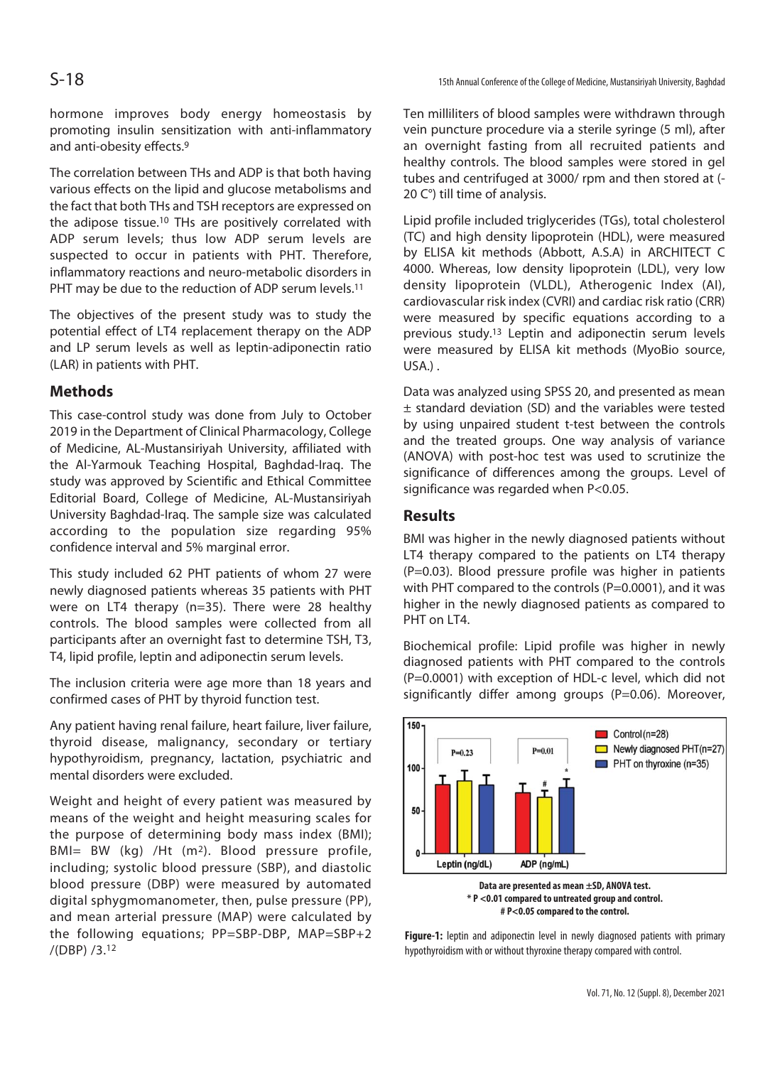hormone improves body energy homeostasis by promoting insulin sensitization with anti-inflammatory and anti-obesity effects.[9]

The correlation between THs and ADP is that both having various effects on the lipid and glucose metabolisms and the fact that both THs and TSH receptors are expressed on the adipose tissue.[10] THs are positively correlated with ADP serum levels; thus low ADP serum levels are suspected to occur in patients with PHT. Therefore, inflammatory reactions and neuro-metabolic disorders in PHT may be due to the reduction of ADP serum levels.[11]

The objectives of the present study was to study the potential effect of LT4 replacement therapy on the ADP and LP serum levels as well as leptin-adiponectin ratio (LAR) in patients with PHT.

## Methods

This case-control study was done from July to October 2019 in the Department of Clinical Pharmacology, College of Medicine, AL-Mustansiriyah University, affiliated with the Al-Yarmouk Teaching Hospital, Baghdad-Iraq. The study was approved by Scientific and Ethical Committee Editorial Board, College of Medicine, AL-Mustansiriyah University Baghdad-Iraq. The sample size was calculated according to the population size regarding 95% confidence interval and 5% marginal error.

This study included 62 PHT patients of whom 27 were newly diagnosed patients whereas 35 patients with PHT were on LT4 therapy (n=35). There were 28 healthy controls. The blood samples were collected from all participants after an overnight fast to determine TSH, T3, T4, lipid profile, leptin and adiponectin serum levels.

The inclusion criteria were age more than 18 years and confirmed cases of PHT by thyroid function test.

Any patient having renal failure, heart failure, liver failure, thyroid disease, malignancy, secondary or tertiary hypothyroidism, pregnancy, lactation, psychiatric and mental disorders were excluded.

Weight and height of every patient was measured by means of the weight and height measuring scales for the purpose of determining body mass index (BMI); BMI= BW (kg) /Ht ($m^2$). Blood pressure profile, including; systolic blood pressure (SBP), and diastolic blood pressure (DBP) were measured by automated digital sphygmomanometer, then, pulse pressure (PP), and mean arterial pressure (MAP) were calculated by the following equations; PP=SBP-DBP, MAP=SBP+2 /(DBP) /3.[12]

Ten milliliters of blood samples were withdrawn through vein puncture procedure via a sterile syringe (5 ml), after an overnight fasting from all recruited patients and healthy controls. The blood samples were stored in gel tubes and centrifuged at 3000/ rpm and then stored at (-20 C°) till time of analysis.

Lipid profile included triglycerides (TGs), total cholesterol (TC) and high density lipoprotein (HDL), were measured by ELISA kit methods (Abbott, A.S.A) in ARCHITECT C 4000. Whereas, low density lipoprotein (LDL), very low density lipoprotein (VLDL), Atherogenic Index (AI), cardiovascular risk index (CVRI) and cardiac risk ratio (CRR) were measured by specific equations according to a previous study.[13] Leptin and adiponectin serum levels were measured by ELISA kit methods (MyoBio source, USA.) .

Data was analyzed using SPSS 20, and presented as mean ± standard deviation (SD) and the variables were tested by using unpaired student t-test between the controls and the treated groups. One way analysis of variance (ANOVA) with post-hoc test was used to scrutinize the significance of differences among the groups. Level of significance was regarded when P<0.05.

## Results

BMI was higher in the newly diagnosed patients without LT4 therapy compared to the patients on LT4 therapy (P=0.03). Blood pressure profile was higher in patients with PHT compared to the controls (P=0.0001), and it was higher in the newly diagnosed patients as compared to PHT on LT4.

Biochemical profile: Lipid profile was higher in newly diagnosed patients with PHT compared to the controls (P=0.0001) with exception of HDL-c level, which did not significantly differ among groups (P=0.06). Moreover,

Data are presented as mean ±SD, ANOVA test.
* P <0.01 compared to untreated group and control.
# P<0.05 compared to the control.

**Figure-1:** leptin and adiponectin level in newly diagnosed patients with primary hypothyroidism with or without thyroxine therapy compared with control.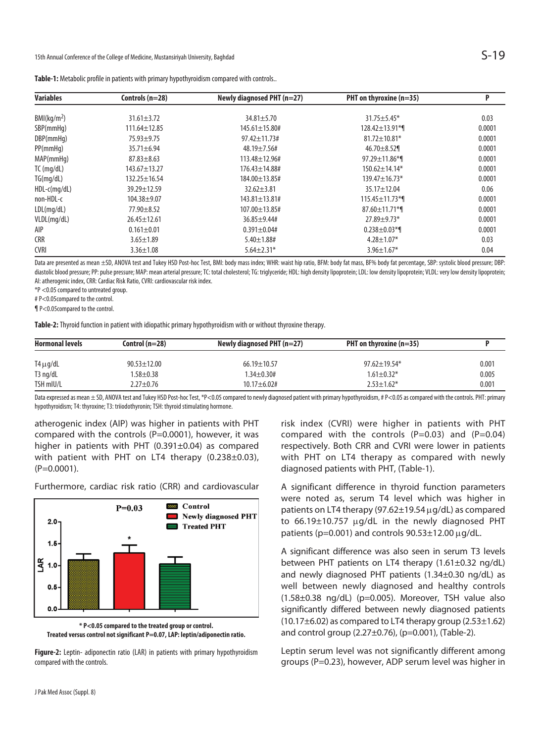**Table-1:** Metabolic profile in patients with primary hypothyroidism compared with controls..

| Variables | Controls (n=28) | Newly diagnosed PHT (n=27) | PHT on thyroxine (n=35) | P |
|---|---|---|---|---|
| BMI(kg/m$^2$) | 31.61±3.72 | 34.81±5.70 | 31.75±5.45* | 0.03 |
| SBP(mmHg) | 111.64±12.85 | 145.61±15.80# | 128.42±13.91*¶ | 0.0001 |
| DBP(mmHg) | 75.93±9.75 | 97.42±11.73# | 81.72±10.81* | 0.0001 |
| PP(mmHg) | 35.71±6.94 | 48.19±7.56# | 46.70±8.52¶ | 0.0001 |
| MAP(mmHg) | 87.83±8.63 | 113.48±12.96# | 97.29±11.86*¶ | 0.0001 |
| TC (mg/dL) | 143.67±13.27 | 176.43±14.88# | 150.62±14.14* | 0.0001 |
| TG(mg/dL) | 132.25±16.54 | 184.00±13.85# | 139.47±16.73* | 0.0001 |
| HDL-c(mg/dL) | 39.29±12.59 | 32.62±3.81 | 35.17±12.04 | 0.06 |
| non-HDL-c | 104.38±9.07 | 143.81±13.81# | 115.45±11.73*¶ | 0.0001 |
| LDL(mg/dL) | 77.90±8.52 | 107.00±13.85# | 87.60±11.71*¶ | 0.0001 |
| VLDL(mg/dL) | 26.45±12.61 | 36.85±9.44# | 27.89±9.73* | 0.0001 |
| AIP | 0.161±0.01 | 0.391±0.04# | 0.238±0.03*¶ | 0.0001 |
| CRR | 3.65±1.89 | 5.40±1.88# | 4.28±1.07* | 0.03 |
| CVRI | 3.36±1.08 | 5.64±2.31* | 3.96±1.67* | 0.04 |

Data are presented as mean ±SD, ANOVA test and Tukey HSD Post-hoc Test, BMI: body mass index; WHR: waist hip ratio, BFM: body fat mass, BF% body fat percentage, SBP: systolic blood pressure; DBP: diastolic blood pressure; PP: pulse pressure; MAP: mean arterial pressure; TC: total cholesterol; TG: triglyceride; HDL: high density lipoprotein; LDL: low density lipoprotein; VLDL: very low density lipoprotein; AI: atherogenic index, CRR: Cardiac Risk Ratio, CVRI: cardiovascular risk index.

*P <0.05 compared to untreated group.

# P<0.05compared to the control.

¶ P<0.05compared to the control.

**Table-2:** Thyroid function in patient with idiopathic primary hypothyroidism with or without thyroxine therapy.

| Hormonal levels | Control (n=28) | Newly diagnosed PHT (n=27) | PHT on thyroxine (n=35) | P |
|---|---|---|---|---|
| T4 µg/dL | 90.53±12.00 | 66.19±10.57 | 97.62±19.54* | 0.001 |
| T3 ng/dL | 1.58±0.38 | 1.34±0.30# | 1.61±0.32* | 0.005 |
| TSH mIU/L | 2.27±0.76 | 10.17±6.02# | 2.53±1.62* | 0.001 |

Data expressed as mean ± SD, ANOVA test and Tukey HSD Post-hoc Test, *P<0.05 compared to newly diagnosed patient with primary hypothyroidism, # P<0.05 as compared with the controls. PHT: primary hypothyroidism; T4: thyroxine; T3: triiodothyronin; TSH: thyroid stimulating hormone.

atherogenic index (AIP) was higher in patients with PHT compared with the controls (P=0.0001), however, it was higher in patients with PHT (0.391±0.04) as compared with patient with PHT on LT4 therapy (0.238±0.03), (P=0.0001).

Furthermore, cardiac risk ratio (CRR) and cardiovascular risk index (CVRI) were higher in patients with PHT compared with the controls (P=0.03) and (P=0.04) respectively. Both CRR and CVRI were lower in patients with PHT on LT4 therapy as compared with newly diagnosed patients with PHT, (Table-1).

\* P<0.05 compared to the treated group or control.
Treated versus control not significant P=0.07, LAP: leptin/adiponectin ratio.

**Figure-2:** Leptin- adiponectin ratio (LAR) in patients with primary hypothyroidism compared with the controls.

A significant difference in thyroid function parameters were noted as, serum T4 level which was higher in patients on LT4 therapy (97.62±19.54 µg/dL) as compared to 66.19±10.757 µg/dL in the newly diagnosed PHT patients (p=0.001) and controls 90.53±12.00 µg/dL.

A significant difference was also seen in serum T3 levels between PHT patients on LT4 therapy (1.61±0.32 ng/dL) and newly diagnosed PHT patients (1.34±0.30 ng/dL) as well between newly diagnosed and healthy controls (1.58±0.38 ng/dL) (p=0.005). Moreover, TSH value also significantly differed between newly diagnosed patients (10.17±6.02) as compared to LT4 therapy group (2.53±1.62) and control group (2.27±0.76), (p=0.001), (Table-2).

Leptin serum level was not significantly different among groups (P=0.23), however, ADP serum level was higher in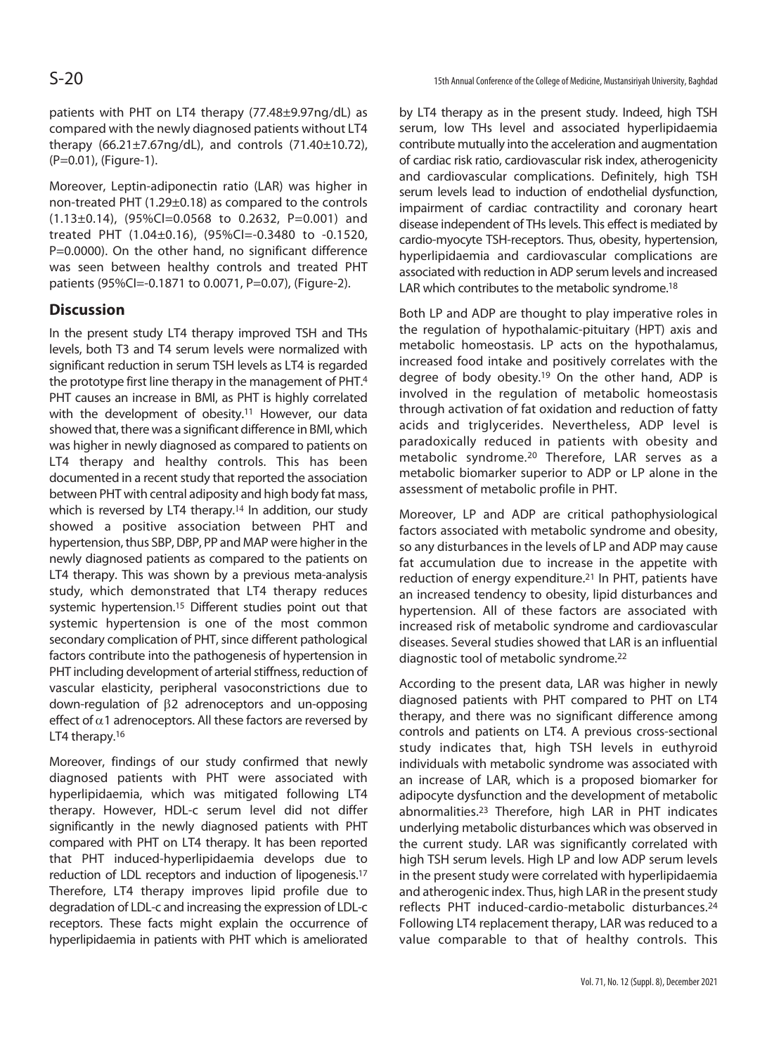patients with PHT on LT4 therapy (77.48±9.97ng/dL) as compared with the newly diagnosed patients without LT4 therapy (66.21±7.67ng/dL), and controls (71.40±10.72), (P=0.01), (Figure-1).

Moreover, Leptin-adiponectin ratio (LAR) was higher in non-treated PHT (1.29±0.18) as compared to the controls (1.13±0.14), (95%CI=0.0568 to 0.2632, P=0.001) and treated PHT (1.04±0.16), (95%CI=-0.3480 to -0.1520, P=0.0000). On the other hand, no significant difference was seen between healthy controls and treated PHT patients (95%CI=-0.1871 to 0.0071, P=0.07), (Figure-2).

## Discussion

In the present study LT4 therapy improved TSH and THs levels, both T3 and T4 serum levels were normalized with significant reduction in serum TSH levels as LT4 is regarded the prototype first line therapy in the management of PHT.[4] PHT causes an increase in BMI, as PHT is highly correlated with the development of obesity.[11] However, our data showed that, there was a significant difference in BMI, which was higher in newly diagnosed as compared to patients on LT4 therapy and healthy controls. This has been documented in a recent study that reported the association between PHT with central adiposity and high body fat mass, which is reversed by LT4 therapy.[14] In addition, our study showed a positive association between PHT and hypertension, thus SBP, DBP, PP and MAP were higher in the newly diagnosed patients as compared to the patients on LT4 therapy. This was shown by a previous meta-analysis study, which demonstrated that LT4 therapy reduces systemic hypertension.[15] Different studies point out that systemic hypertension is one of the most common secondary complication of PHT, since different pathological factors contribute into the pathogenesis of hypertension in PHT including development of arterial stiffness, reduction of vascular elasticity, peripheral vasoconstrictions due to down-regulation of $\beta 2$ adrenoceptors and un-opposing effect of $\alpha 1$ adrenoceptors. All these factors are reversed by LT4 therapy.[16]

Moreover, findings of our study confirmed that newly diagnosed patients with PHT were associated with hyperlipidaemia, which was mitigated following LT4 therapy. However, HDL-c serum level did not differ significantly in the newly diagnosed patients with PHT compared with PHT on LT4 therapy. It has been reported that PHT induced-hyperlipidaemia develops due to reduction of LDL receptors and induction of lipogenesis.[17] Therefore, LT4 therapy improves lipid profile due to degradation of LDL-c and increasing the expression of LDL-c receptors. These facts might explain the occurrence of hyperlipidaemia in patients with PHT which is ameliorated by LT4 therapy as in the present study. Indeed, high TSH serum, low THs level and associated hyperlipidaemia contribute mutually into the acceleration and augmentation of cardiac risk ratio, cardiovascular risk index, atherogenicity and cardiovascular complications. Definitely, high TSH serum levels lead to induction of endothelial dysfunction, impairment of cardiac contractility and coronary heart disease independent of THs levels. This effect is mediated by cardio-myocyte TSH-receptors. Thus, obesity, hypertension, hyperlipidaemia and cardiovascular complications are associated with reduction in ADP serum levels and increased LAR which contributes to the metabolic syndrome.[18]

Both LP and ADP are thought to play imperative roles in the regulation of hypothalamic-pituitary (HPT) axis and metabolic homeostasis. LP acts on the hypothalamus, increased food intake and positively correlates with the degree of body obesity.[19] On the other hand, ADP is involved in the regulation of metabolic homeostasis through activation of fat oxidation and reduction of fatty acids and triglycerides. Nevertheless, ADP level is paradoxically reduced in patients with obesity and metabolic syndrome.[20] Therefore, LAR serves as a metabolic biomarker superior to ADP or LP alone in the assessment of metabolic profile in PHT.

Moreover, LP and ADP are critical pathophysiological factors associated with metabolic syndrome and obesity, so any disturbances in the levels of LP and ADP may cause fat accumulation due to increase in the appetite with reduction of energy expenditure.[21] In PHT, patients have an increased tendency to obesity, lipid disturbances and hypertension. All of these factors are associated with increased risk of metabolic syndrome and cardiovascular diseases. Several studies showed that LAR is an influential diagnostic tool of metabolic syndrome.[22]

According to the present data, LAR was higher in newly diagnosed patients with PHT compared to PHT on LT4 therapy, and there was no significant difference among controls and patients on LT4. A previous cross-sectional study indicates that, high TSH levels in euthyroid individuals with metabolic syndrome was associated with an increase of LAR, which is a proposed biomarker for adipocyte dysfunction and the development of metabolic abnormalities.[23] Therefore, high LAR in PHT indicates underlying metabolic disturbances which was observed in the current study. LAR was significantly correlated with high TSH serum levels. High LP and low ADP serum levels in the present study were correlated with hyperlipidaemia and atherogenic index. Thus, high LAR in the present study reflects PHT induced-cardio-metabolic disturbances.[24] Following LT4 replacement therapy, LAR was reduced to a value comparable to that of healthy controls. This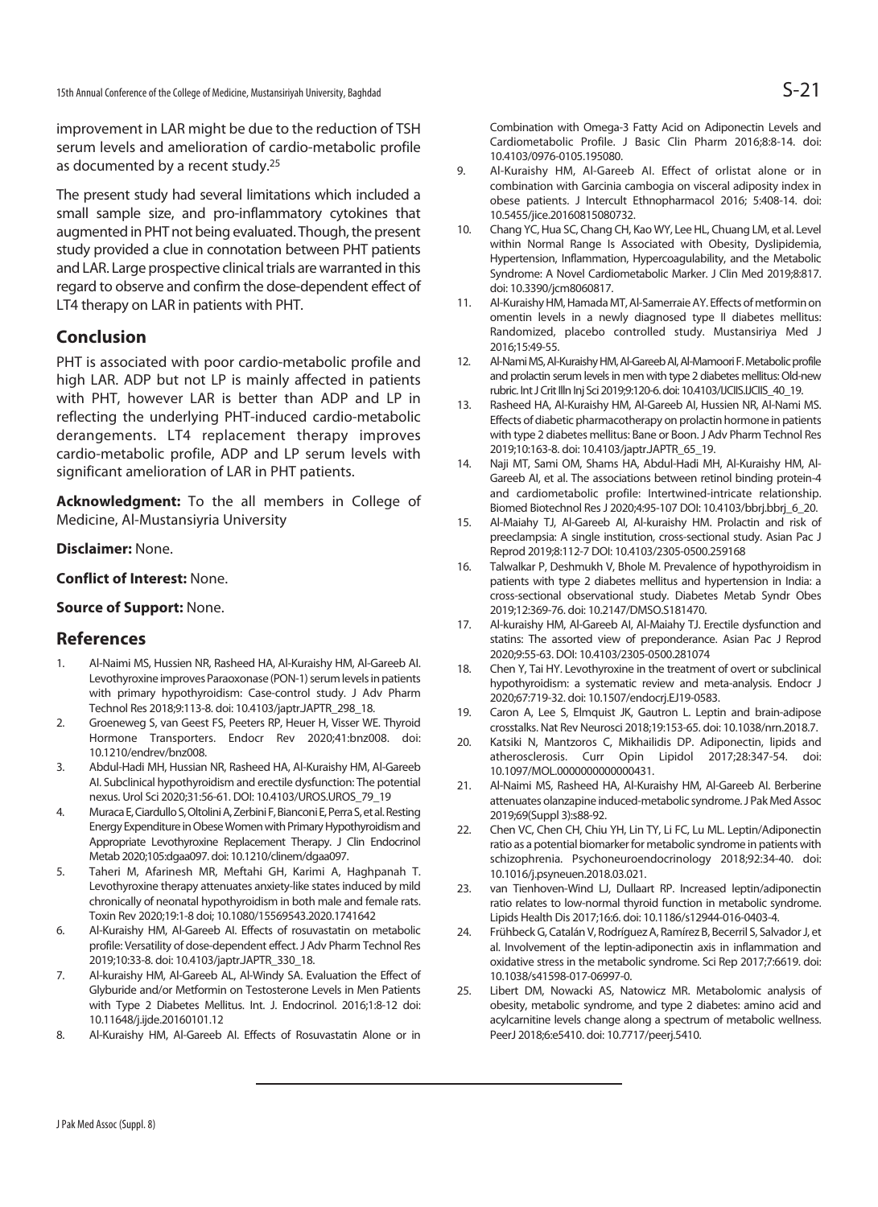improvement in LAR might be due to the reduction of TSH serum levels and amelioration of cardio-metabolic profile as documented by a recent study.[25]

The present study had several limitations which included a small sample size, and pro-inflammatory cytokines that augmented in PHT not being evaluated. Though, the present study provided a clue in connotation between PHT patients and LAR. Large prospective clinical trials are warranted in this regard to observe and confirm the dose-dependent effect of LT4 therapy on LAR in patients with PHT.

## Conclusion

PHT is associated with poor cardio-metabolic profile and high LAR. ADP but not LP is mainly affected in patients with PHT, however LAR is better than ADP and LP in reflecting the underlying PHT-induced cardio-metabolic derangements. LT4 replacement therapy improves cardio-metabolic profile, ADP and LP serum levels with significant amelioration of LAR in PHT patients.

**Acknowledgment:** To the all members in College of Medicine, Al-Mustansiyria University

**Disclaimer:** None.

**Conflict of Interest:** None.

**Source of Support:** None.

## References

1. Al-Naimi MS, Hussien NR, Rasheed HA, Al-Kuraishy HM, Al-Gareeb AI. Levothyroxine improves Paraoxonase (PON-1) serum levels in patients with primary hypothyroidism: Case-control study. J Adv Pharm Technol Res 2018;9:113-8. doi: 10.4103/japtr.JAPTR_298_18.
2. Groeneweg S, van Geest FS, Peeters RP, Heuer H, Visser WE. Thyroid Hormone Transporters. Endocr Rev 2020;41:bnz008. doi: 10.1210/endrev/bnz008.
3. Abdul-Hadi MH, Hussian NR, Rasheed HA, Al-Kuraishy HM, Al-Gareeb AI. Subclinical hypothyroidism and erectile dysfunction: The potential nexus. Urol Sci 2020;31:56-61. DOI: 10.4103/UROS.UROS_79_19
4. Muraca E, Ciardullo S, Oltolini A, Zerbini F, Bianconi E, Perra S, et al. Resting Energy Expenditure in Obese Women with Primary Hypothyroidism and Appropriate Levothyroxine Replacement Therapy. J Clin Endocrinol Metab 2020;105:dgaa097. doi: 10.1210/clinem/dgaa097.
5. Taheri M, Afarinesh MR, Meftahi GH, Karimi A, Haghpanah T. Levothyroxine therapy attenuates anxiety-like states induced by mild chronically of neonatal hypothyroidism in both male and female rats. Toxin Rev 2020;19:1-8 doi; 10.1080/15569543.2020.1741642
6. Al-Kuraishy HM, Al-Gareeb AI. Effects of rosuvastatin on metabolic profile: Versatility of dose-dependent effect. J Adv Pharm Technol Res 2019;10:33-8. doi: 10.4103/japtr.JAPTR_330_18.
7. Al-kuraishy HM, Al-Gareeb AL, Al-Windy SA. Evaluation the Effect of Glyburide and/or Metformin on Testosterone Levels in Men Patients with Type 2 Diabetes Mellitus. Int. J. Endocrinol. 2016;1:8-12 doi: 10.11648/j.ijde.20160101.12
8. Al-Kuraishy HM, Al-Gareeb AI. Effects of Rosuvastatin Alone or in Combination with Omega-3 Fatty Acid on Adiponectin Levels and Cardiometabolic Profile. J Basic Clin Pharm 2016;8:8-14. doi: 10.4103/0976-0105.195080.
9. Al-Kuraishy HM, Al-Gareeb AI. Effect of orlistat alone or in combination with Garcinia cambogia on visceral adiposity index in obese patients. J Intercult Ethnopharmacol 2016; 5:408-14. doi: 10.5455/jice.20160815080732.
10. Chang YC, Hua SC, Chang CH, Kao WY, Lee HL, Chuang LM, et al. Level within Normal Range Is Associated with Obesity, Dyslipidemia, Hypertension, Inflammation, Hypercoagulability, and the Metabolic Syndrome: A Novel Cardiometabolic Marker. J Clin Med 2019;8:817. doi: 10.3390/jcm8060817.
11. Al-Kuraishy HM, Hamada MT, Al-Samerraie AY. Effects of metformin on omentin levels in a newly diagnosed type II diabetes mellitus: Randomized, placebo controlled study. Mustansiriya Med J 2016;15:49-55.
12. Al-Nami MS, Al-Kuraishy HM, Al-Gareeb AI, Al-Mamoori F. Metabolic profile and prolactin serum levels in men with type 2 diabetes mellitus: Old-new rubric. Int J Crit Illn Inj Sci 2019;9:120-6. doi: 10.4103/IJCIIS.IJCIIS_40_19.
13. Rasheed HA, Al-Kuraishy HM, Al-Gareeb AI, Hussien NR, Al-Nami MS. Effects of diabetic pharmacotherapy on prolactin hormone in patients with type 2 diabetes mellitus: Bane or Boon. J Adv Pharm Technol Res 2019;10:163-8. doi: 10.4103/japtr.JAPTR_65_19.
14. Naji MT, Sami OM, Shams HA, Abdul-Hadi MH, Al-Kuraishy HM, Al-Gareeb AI, et al. The associations between retinol binding protein-4 and cardiometabolic profile: Intertwined-intricate relationship. Biomed Biotechnol Res J 2020;4:95-107 DOI: 10.4103/bbrj.bbrj_6_20.
15. Al-Maiahy TJ, Al-Gareeb AI, Al-kuraishy HM. Prolactin and risk of preeclampsia: A single institution, cross-sectional study. Asian Pac J Reprod 2019;8:112-7 DOI: 10.4103/2305-0500.259168
16. Talwalkar P, Deshmukh V, Bhole M. Prevalence of hypothyroidism in patients with type 2 diabetes mellitus and hypertension in India: a cross-sectional observational study. Diabetes Metab Syndr Obes 2019;12:369-76. doi: 10.2147/DMSO.S181470.
17. Al-kuraishy HM, Al-Gareeb AI, Al-Maiahy TJ. Erectile dysfunction and statins: The assorted view of preponderance. Asian Pac J Reprod 2020;9:55-63. DOI: 10.4103/2305-0500.281074
18. Chen Y, Tai HY. Levothyroxine in the treatment of overt or subclinical hypothyroidism: a systematic review and meta-analysis. Endocr J 2020;67:719-32. doi: 10.1507/endocrj.EJ19-0583.
19. Caron A, Lee S, Elmquist JK, Gautron L. Leptin and brain-adipose crosstalks. Nat Rev Neurosci 2018;19:153-65. doi: 10.1038/nrn.2018.7.
20. Katsiki N, Mantzoros C, Mikhailidis DP. Adiponectin, lipids and atherosclerosis. Curr Opin Lipidol 2017;28:347-54. doi: 10.1097/MOL.0000000000000431.
21. Al-Naimi MS, Rasheed HA, Al-Kuraishy HM, Al-Gareeb AI. Berberine attenuates olanzapine induced-metabolic syndrome. J Pak Med Assoc 2019;69(Suppl 3):s88-92.
22. Chen VC, Chen CH, Chiu YH, Lin TY, Li FC, Lu ML. Leptin/Adiponectin ratio as a potential biomarker for metabolic syndrome in patients with schizophrenia. Psychoneuroendocrinology 2018;92:34-40. doi: 10.1016/j.psyneuen.2018.03.021.
23. van Tienhoven-Wind LJ, Dullaart RP. Increased leptin/adiponectin ratio relates to low-normal thyroid function in metabolic syndrome. Lipids Health Dis 2017;16:6. doi: 10.1186/s12944-016-0403-4.
24. Frühbeck G, Catalán V, Rodríguez A, Ramírez B, Becerril S, Salvador J, et al. Involvement of the leptin-adiponectin axis in inflammation and oxidative stress in the metabolic syndrome. Sci Rep 2017;7:6619. doi: 10.1038/s41598-017-06997-0.
25. Libert DM, Nowacki AS, Natowicz MR. Metabolomic analysis of obesity, metabolic syndrome, and type 2 diabetes: amino acid and acylcarnitine levels change along a spectrum of metabolic wellness. PeerJ 2018;6:e5410. doi: 10.7717/peerj.5410.